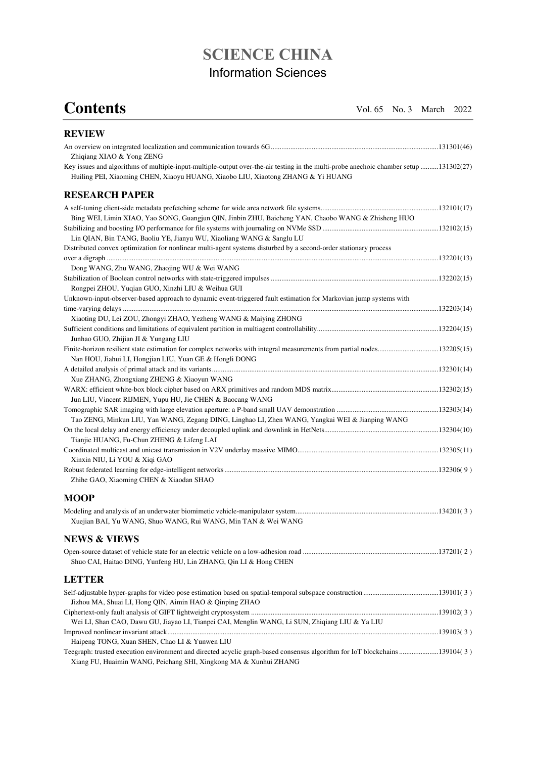# SCIENCE CHINA
## Information Sciences

# Contents

Vol. 65 No. 3 March 2022

## REVIEW

An overview on integrated localization and communication towards 6G ............ 131301(46)
Zhiqiang XIAO & Yong ZENG

Key issues and algorithms of multiple-input-multiple-output over-the-air testing in the multi-probe anechoic chamber setup .......... 131302(27)
Huiling PEI, Xiaoming CHEN, Xiaoyu HUANG, Xiaobo LIU, Xiaotong ZHANG & Yi HUANG

## RESEARCH PAPER

A self-tuning client-side metadata prefetching scheme for wide area network file systems ............ 132101(17)
Bing WEI, Limin XIAO, Yao SONG, Guangjun QIN, Jinbin ZHU, Baicheng YAN, Chaobo WANG & Zhisheng HUO

Stabilizing and boosting I/O performance for file systems with journaling on NVMe SSD ............ 132102(15)
Lin QIAN, Bin TANG, Baoliu YE, Jianyu WU, Xiaoliang WANG & Sanglu LU

Distributed convex optimization for nonlinear multi-agent systems disturbed by a second-order stationary process over a digraph ............ 132201(13)
Dong WANG, Zhu WANG, Zhaojing WU & Wei WANG

Stabilization of Boolean control networks with state-triggered impulses ............ 132202(15)
Rongpei ZHOU, Yuqian GUO, Xinzhi LIU & Weihua GUI

Unknown-input-observer-based approach to dynamic event-triggered fault estimation for Markovian jump systems with time-varying delays ............ 132203(14)
Xiaoting DU, Lei ZOU, Zhongyi ZHAO, Yezheng WANG & Maiying ZHONG

Sufficient conditions and limitations of equivalent partition in multiagent controllability ............ 132204(15)
Junhao GUO, Zhijian JI & Yungang LIU

Finite-horizon resilient state estimation for complex networks with integral measurements from partial nodes ............ 132205(15)
Nan HOU, Jiahui LI, Hongjian LIU, Yuan GE & Hongli DONG

A detailed analysis of primal attack and its variants ............ 132301(14)
Xue ZHANG, Zhongxiang ZHENG & Xiaoyun WANG

WARX: efficient white-box block cipher based on ARX primitives and random MDS matrix ............ 132302(15)
Jun LIU, Vincent RIJMEN, Yupu HU, Jie CHEN & Baocang WANG

Tomographic SAR imaging with large elevation aperture: a P-band small UAV demonstration ............ 132303(14)
Tao ZENG, Minkun LIU, Yan WANG, Zegang DING, Linghao LI, Zhen WANG, Yangkai WEI & Jianping WANG

On the local delay and energy efficiency under decoupled uplink and downlink in HetNets ............ 132304(10)
Tianjie HUANG, Fu-Chun ZHENG & Lifeng LAI

Coordinated multicast and unicast transmission in V2V underlay massive MIMO ............ 132305(11)
Xinxin NIU, Li YOU & Xiqi GAO

Robust federated learning for edge-intelligent networks ............ 132306(9)
Zhihe GAO, Xiaoming CHEN & Xiaodan SHAO

## MOOP

Modeling and analysis of an underwater biomimetic vehicle-manipulator system ............ 134201(3)
Xuejian BAI, Yu WANG, Shuo WANG, Rui WANG, Min TAN & Wei WANG

## NEWS & VIEWS

Open-source dataset of vehicle state for an electric vehicle on a low-adhesion road ............ 137201(2)
Shuo CAI, Haitao DING, Yunfeng HU, Lin ZHANG, Qin LI & Hong CHEN

## LETTER

Self-adjustable hyper-graphs for video pose estimation based on spatial-temporal subspace construction ............ 139101(3)
Jizhou MA, Shuai LI, Hong QIN, Aimin HAO & Qinping ZHAO

Ciphertext-only fault analysis of GIFT lightweight cryptosystem ............ 139102(3)
Wei LI, Shan CAO, Dawu GU, Jiayao LI, Tianpei CAI, Menglin WANG, Li SUN, Zhiqiang LIU & Ya LIU

Improved nonlinear invariant attack ............ 139103(3)
Haipeng TONG, Xuan SHEN, Chao LI & Yunwen LIU

Teegraph: trusted execution environment and directed acyclic graph-based consensus algorithm for IoT blockchains ............ 139104(3)
Xiang FU, Huaimin WANG, Peichang SHI, Xingkong MA & Xunhui ZHANG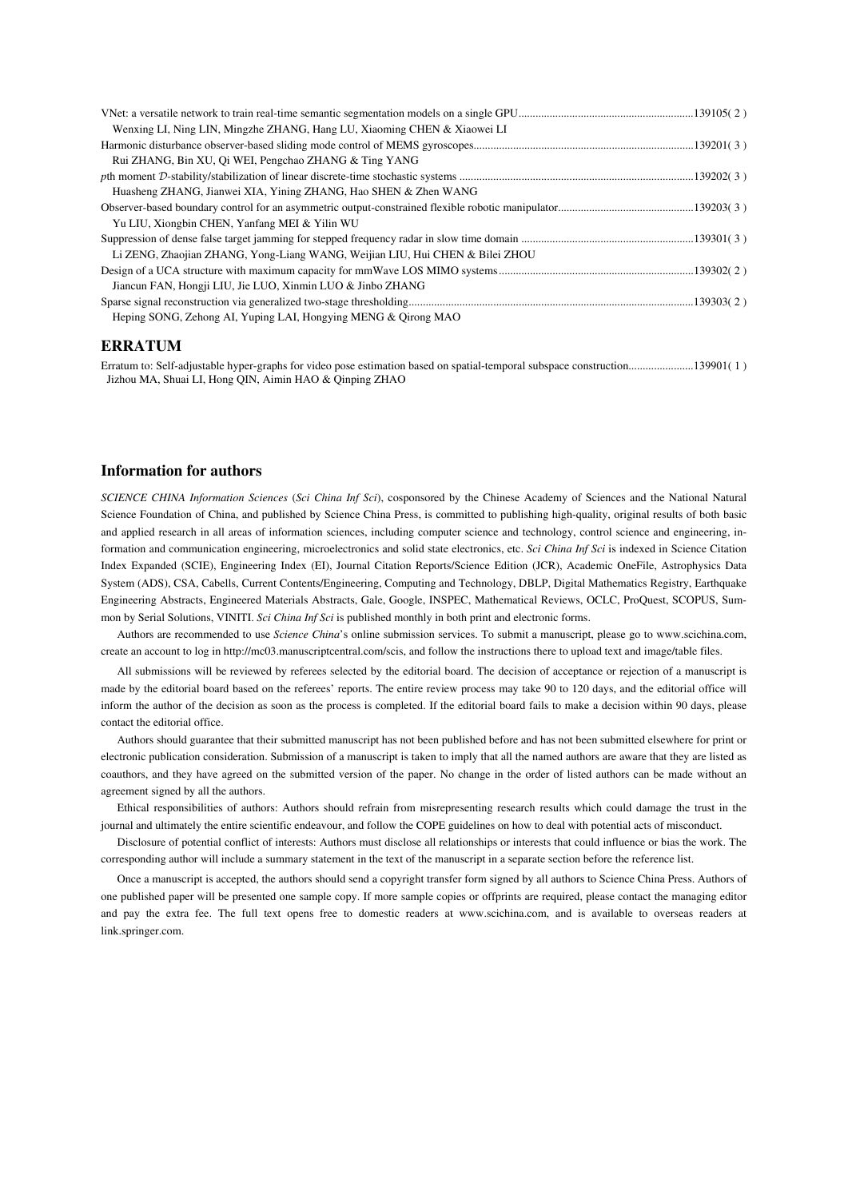VNet: a versatile network to train real-time semantic segmentation models on a single GPU ............................................................. 139105( 2 )
Wenxing LI, Ning LIN, Mingzhe ZHANG, Hang LU, Xiaoming CHEN & Xiaowei LI

Harmonic disturbance observer-based sliding mode control of MEMS gyroscopes ............................................................................ 139201( 3 )
Rui ZHANG, Bin XU, Qi WEI, Pengchao ZHANG & Ting YANG

*p*th moment $\mathcal{D}$-stability/stabilization of linear discrete-time stochastic systems ................................................................................. 139202( 3 )
Huasheng ZHANG, Jianwei XIA, Yining ZHANG, Hao SHEN & Zhen WANG

Observer-based boundary control for an asymmetric output-constrained flexible robotic manipulator ............................................... 139203( 3 )
Yu LIU, Xiongbin CHEN, Yanfang MEI & Yilin WU

Suppression of dense false target jamming for stepped frequency radar in slow time domain ............................................................ 139301( 3 )
Li ZENG, Zhaojian ZHANG, Yong-Liang WANG, Weijian LIU, Hui CHEN & Bilei ZHOU

Design of a UCA structure with maximum capacity for mmWave LOS MIMO systems .................................................................... 139302( 2 )
Jiancun FAN, Hongji LIU, Jie LUO, Xinmin LUO & Jinbo ZHANG

Sparse signal reconstruction via generalized two-stage thresholding ................................................................................................... 139303( 2 )
Heping SONG, Zehong AI, Yuping LAI, Hongying MENG & Qirong MAO

## ERRATUM

Erratum to: Self-adjustable hyper-graphs for video pose estimation based on spatial-temporal subspace construction ....................... 139901( 1 )
Jizhou MA, Shuai LI, Hong QIN, Aimin HAO & Qinping ZHAO

## Information for authors

*SCIENCE CHINA Information Sciences* (*Sci China Inf Sci*), cosponsored by the Chinese Academy of Sciences and the National Natural Science Foundation of China, and published by Science China Press, is committed to publishing high-quality, original results of both basic and applied research in all areas of information sciences, including computer science and technology, control science and engineering, information and communication engineering, microelectronics and solid state electronics, etc. *Sci China Inf Sci* is indexed in Science Citation Index Expanded (SCIE), Engineering Index (EI), Journal Citation Reports/Science Edition (JCR), Academic OneFile, Astrophysics Data System (ADS), CSA, Cabells, Current Contents/Engineering, Computing and Technology, DBLP, Digital Mathematics Registry, Earthquake Engineering Abstracts, Engineered Materials Abstracts, Gale, Google, INSPEC, Mathematical Reviews, OCLC, ProQuest, SCOPUS, Summon by Serial Solutions, VINITI. *Sci China Inf Sci* is published monthly in both print and electronic forms.

Authors are recommended to use *Science China*'s online submission services. To submit a manuscript, please go to www.scichina.com, create an account to log in http://mc03.manuscriptcentral.com/scis, and follow the instructions there to upload text and image/table files.

All submissions will be reviewed by referees selected by the editorial board. The decision of acceptance or rejection of a manuscript is made by the editorial board based on the referees' reports. The entire review process may take 90 to 120 days, and the editorial office will inform the author of the decision as soon as the process is completed. If the editorial board fails to make a decision within 90 days, please contact the editorial office.

Authors should guarantee that their submitted manuscript has not been published before and has not been submitted elsewhere for print or electronic publication consideration. Submission of a manuscript is taken to imply that all the named authors are aware that they are listed as coauthors, and they have agreed on the submitted version of the paper. No change in the order of listed authors can be made without an agreement signed by all the authors.

Ethical responsibilities of authors: Authors should refrain from misrepresenting research results which could damage the trust in the journal and ultimately the entire scientific endeavour, and follow the COPE guidelines on how to deal with potential acts of misconduct.

Disclosure of potential conflict of interests: Authors must disclose all relationships or interests that could influence or bias the work. The corresponding author will include a summary statement in the text of the manuscript in a separate section before the reference list.

Once a manuscript is accepted, the authors should send a copyright transfer form signed by all authors to Science China Press. Authors of one published paper will be presented one sample copy. If more sample copies or offprints are required, please contact the managing editor and pay the extra fee. The full text opens free to domestic readers at www.scichina.com, and is available to overseas readers at link.springer.com.